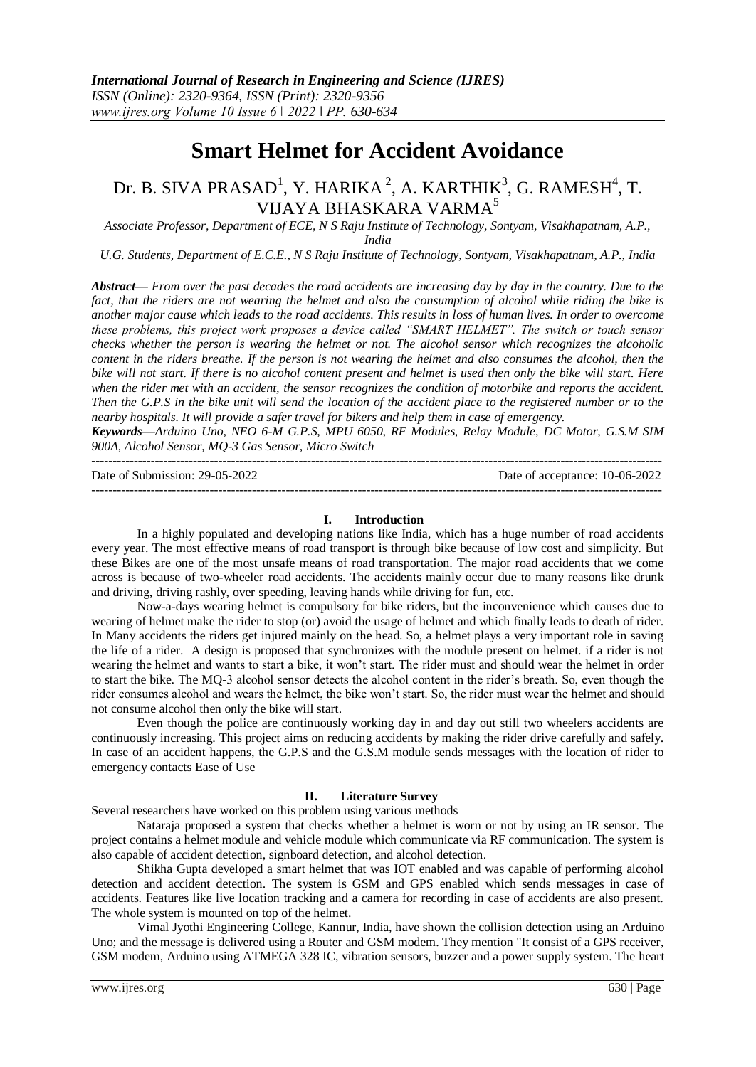# Smart Helmet for Accident Avoidance

Dr. B. SIVA PRASAD[1], Y. HARIKA [2], A. KARTHIK[3], G. RAMESH[4], T. VIJAYA BHASKARA VARMA[5]

*Associate Professor, Department of ECE, N S Raju Institute of Technology, Sontyam, Visakhapatnam, A.P., India*

*U.G. Students, Department of E.C.E., N S Raju Institute of Technology, Sontyam, Visakhapatnam, A.P., India*

***Abstract—*** *From over the past decades the road accidents are increasing day by day in the country. Due to the fact, that the riders are not wearing the helmet and also the consumption of alcohol while riding the bike is another major cause which leads to the road accidents. This results in loss of human lives. In order to overcome these problems, this project work proposes a device called "SMART HELMET". The switch or touch sensor checks whether the person is wearing the helmet or not. The alcohol sensor which recognizes the alcoholic content in the riders breathe. If the person is not wearing the helmet and also consumes the alcohol, then the bike will not start. If there is no alcohol content present and helmet is used then only the bike will start. Here when the rider met with an accident, the sensor recognizes the condition of motorbike and reports the accident. Then the G.P.S in the bike unit will send the location of the accident place to the registered number or to the nearby hospitals. It will provide a safer travel for bikers and help them in case of emergency.*

***Keywords—****Arduino Uno, NEO 6-M G.P.S, MPU 6050, RF Modules, Relay Module, DC Motor, G.S.M SIM 900A, Alcohol Sensor, MQ-3 Gas Sensor, Micro Switch*

Date of Submission: 29-05-2022 | Date of acceptance: 10-06-2022

## I. Introduction

In a highly populated and developing nations like India, which has a huge number of road accidents every year. The most effective means of road transport is through bike because of low cost and simplicity. But these Bikes are one of the most unsafe means of road transportation. The major road accidents that we come across is because of two-wheeler road accidents. The accidents mainly occur due to many reasons like drunk and driving, driving rashly, over speeding, leaving hands while driving for fun, etc.

Now-a-days wearing helmet is compulsory for bike riders, but the inconvenience which causes due to wearing of helmet make the rider to stop (or) avoid the usage of helmet and which finally leads to death of rider. In Many accidents the riders get injured mainly on the head. So, a helmet plays a very important role in saving the life of a rider. A design is proposed that synchronizes with the module present on helmet. if a rider is not wearing the helmet and wants to start a bike, it won't start. The rider must and should wear the helmet in order to start the bike. The MQ-3 alcohol sensor detects the alcohol content in the rider's breath. So, even though the rider consumes alcohol and wears the helmet, the bike won't start. So, the rider must wear the helmet and should not consume alcohol then only the bike will start.

Even though the police are continuously working day in and day out still two wheelers accidents are continuously increasing. This project aims on reducing accidents by making the rider drive carefully and safely. In case of an accident happens, the G.P.S and the G.S.M module sends messages with the location of rider to emergency contacts Ease of Use

## II. Literature Survey

Several researchers have worked on this problem using various methods

Nataraja proposed a system that checks whether a helmet is worn or not by using an IR sensor. The project contains a helmet module and vehicle module which communicate via RF communication. The system is also capable of accident detection, signboard detection, and alcohol detection.

Shikha Gupta developed a smart helmet that was IOT enabled and was capable of performing alcohol detection and accident detection. The system is GSM and GPS enabled which sends messages in case of accidents. Features like live location tracking and a camera for recording in case of accidents are also present. The whole system is mounted on top of the helmet.

Vimal Jyothi Engineering College, Kannur, India, have shown the collision detection using an Arduino Uno; and the message is delivered using a Router and GSM modem. They mention "It consist of a GPS receiver, GSM modem, Arduino using ATMEGA 328 IC, vibration sensors, buzzer and a power supply system. The heart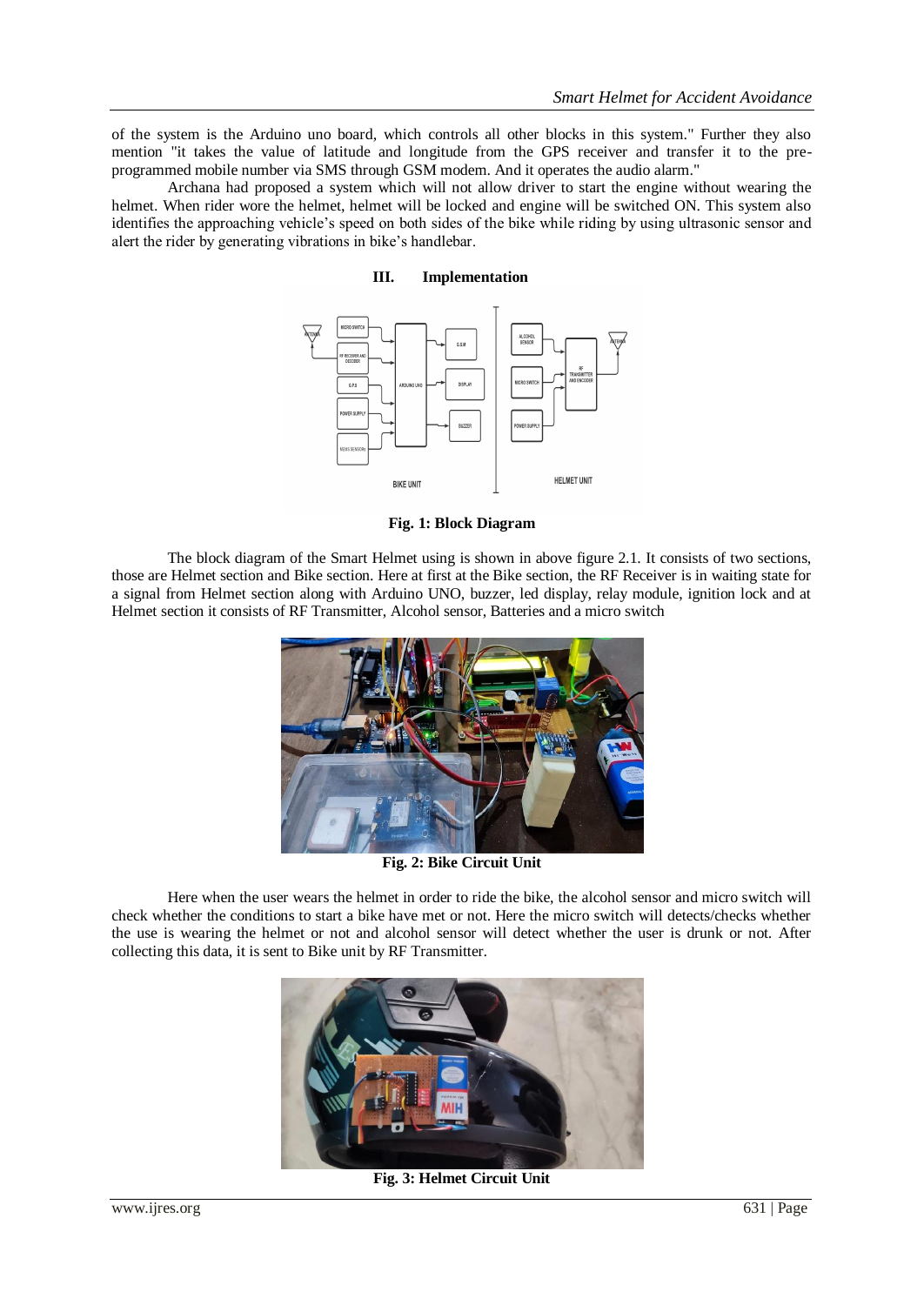of the system is the Arduino uno board, which controls all other blocks in this system." Further they also mention "it takes the value of latitude and longitude from the GPS receiver and transfer it to the pre-programmed mobile number via SMS through GSM modem. And it operates the audio alarm."

Archana had proposed a system which will not allow driver to start the engine without wearing the helmet. When rider wore the helmet, helmet will be locked and engine will be switched ON. This system also identifies the approaching vehicle's speed on both sides of the bike while riding by using ultrasonic sensor and alert the rider by generating vibrations in bike's handlebar.

## III. Implementation

**Fig. 1: Block Diagram**

The block diagram of the Smart Helmet using is shown in above figure 2.1. It consists of two sections, those are Helmet section and Bike section. Here at first at the Bike section, the RF Receiver is in waiting state for a signal from Helmet section along with Arduino UNO, buzzer, led display, relay module, ignition lock and at Helmet section it consists of RF Transmitter, Alcohol sensor, Batteries and a micro switch

**Fig. 2: Bike Circuit Unit**

Here when the user wears the helmet in order to ride the bike, the alcohol sensor and micro switch will check whether the conditions to start a bike have met or not. Here the micro switch will detects/checks whether the use is wearing the helmet or not and alcohol sensor will detect whether the user is drunk or not. After collecting this data, it is sent to Bike unit by RF Transmitter.

**Fig. 3: Helmet Circuit Unit**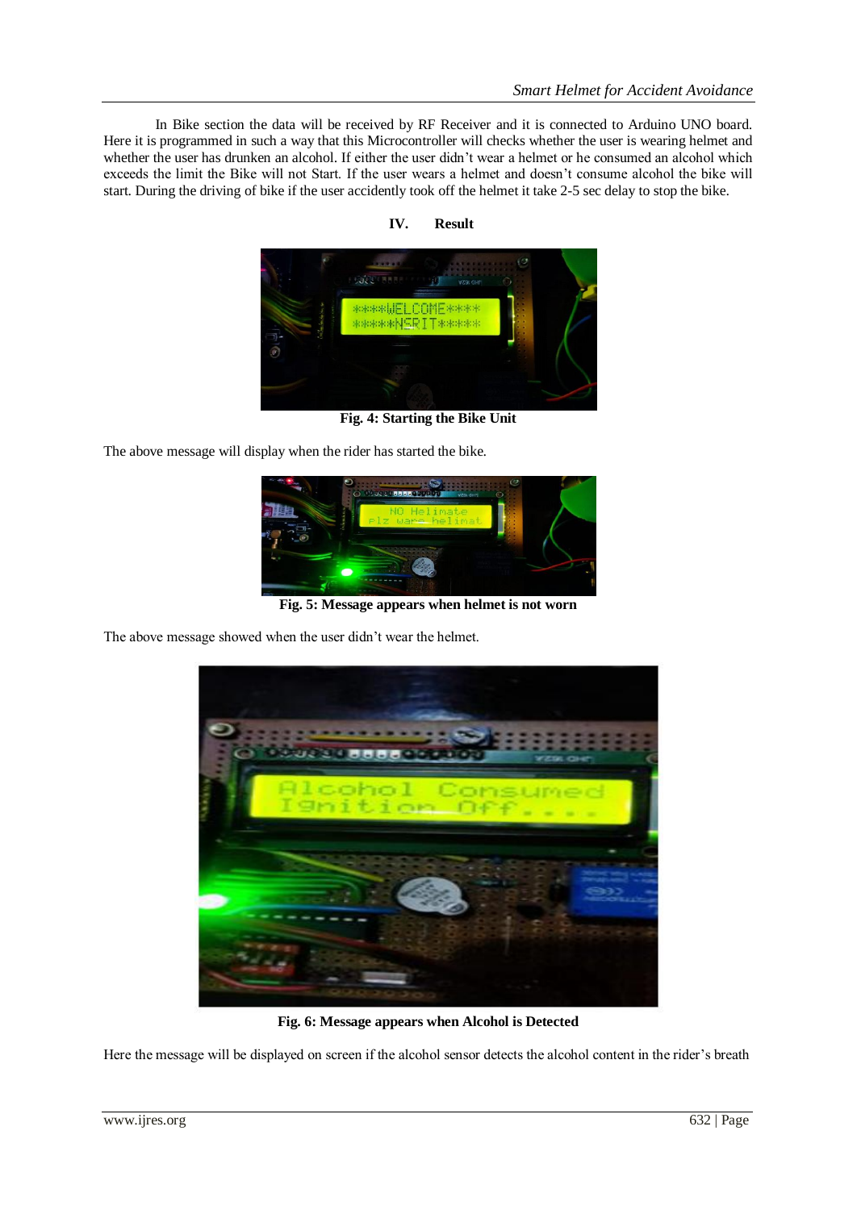In Bike section the data will be received by RF Receiver and it is connected to Arduino UNO board. Here it is programmed in such a way that this Microcontroller will checks whether the user is wearing helmet and whether the user has drunken an alcohol. If either the user didn't wear a helmet or he consumed an alcohol which exceeds the limit the Bike will not Start. If the user wears a helmet and doesn't consume alcohol the bike will start. During the driving of bike if the user accidently took off the helmet it take 2-5 sec delay to stop the bike.

## IV. Result

**Fig. 4: Starting the Bike Unit**

The above message will display when the rider has started the bike.

**Fig. 5: Message appears when helmet is not worn**

The above message showed when the user didn't wear the helmet.

**Fig. 6: Message appears when Alcohol is Detected**

Here the message will be displayed on screen if the alcohol sensor detects the alcohol content in the rider's breath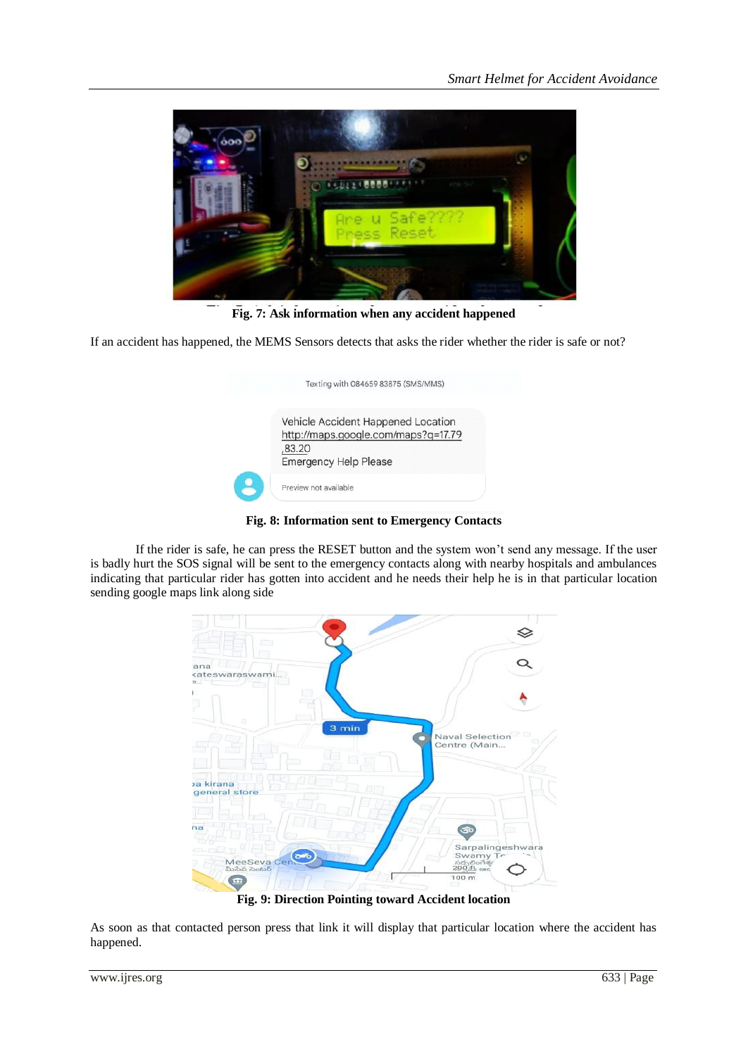Fig. 7: Ask information when any accident happened

If an accident has happened, the MEMS Sensors detects that asks the rider whether the rider is safe or not?

Fig. 8: Information sent to Emergency Contacts

If the rider is safe, he can press the RESET button and the system won't send any message. If the user is badly hurt the SOS signal will be sent to the emergency contacts along with nearby hospitals and ambulances indicating that particular rider has gotten into accident and he needs their help he is in that particular location sending google maps link along side

Fig. 9: Direction Pointing toward Accident location

As soon as that contacted person press that link it will display that particular location where the accident has happened.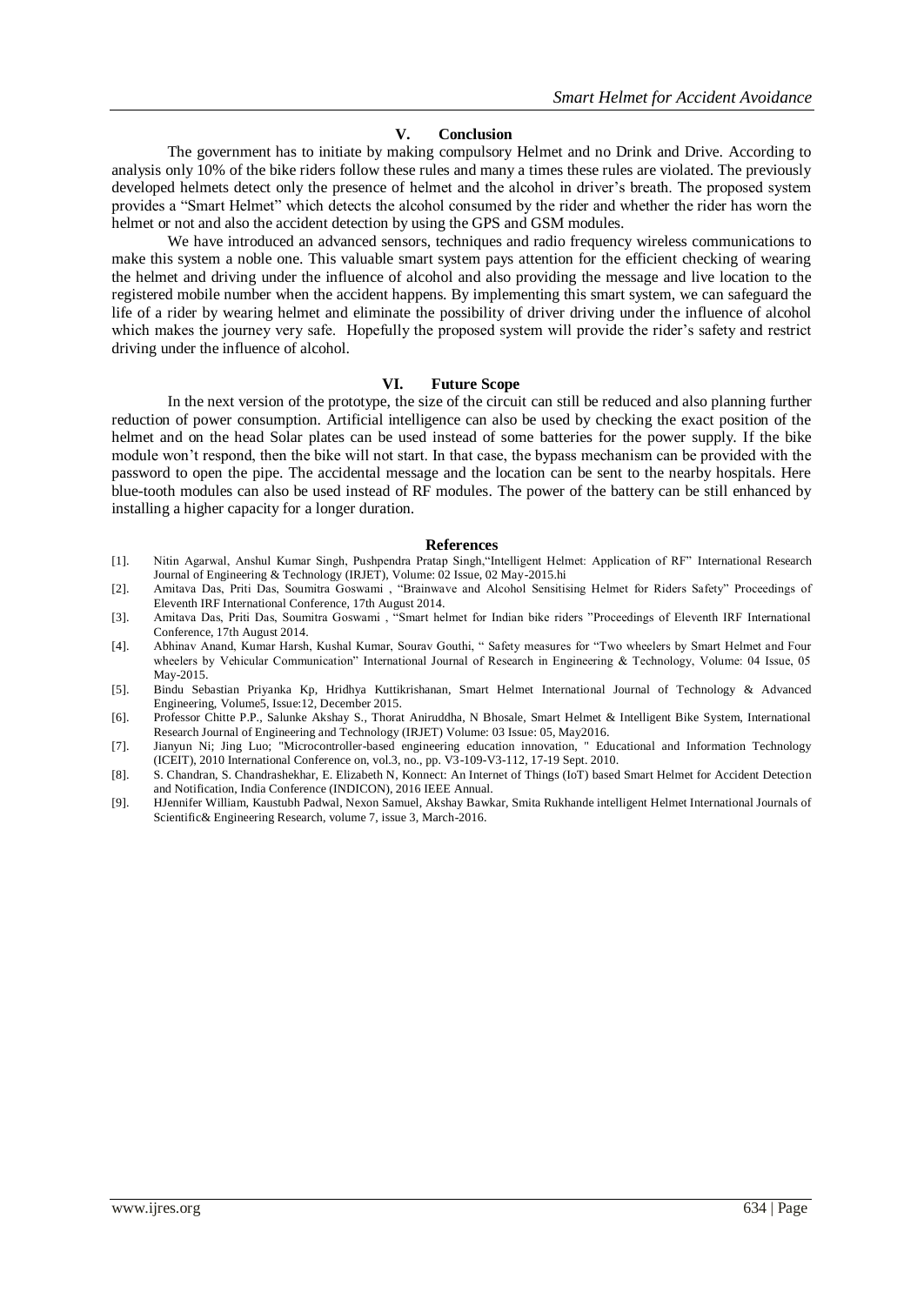## V. Conclusion

The government has to initiate by making compulsory Helmet and no Drink and Drive. According to analysis only 10% of the bike riders follow these rules and many a times these rules are violated. The previously developed helmets detect only the presence of helmet and the alcohol in driver's breath. The proposed system provides a "Smart Helmet" which detects the alcohol consumed by the rider and whether the rider has worn the helmet or not and also the accident detection by using the GPS and GSM modules.

We have introduced an advanced sensors, techniques and radio frequency wireless communications to make this system a noble one. This valuable smart system pays attention for the efficient checking of wearing the helmet and driving under the influence of alcohol and also providing the message and live location to the registered mobile number when the accident happens. By implementing this smart system, we can safeguard the life of a rider by wearing helmet and eliminate the possibility of driver driving under the influence of alcohol which makes the journey very safe. Hopefully the proposed system will provide the rider's safety and restrict driving under the influence of alcohol.

## VI. Future Scope

In the next version of the prototype, the size of the circuit can still be reduced and also planning further reduction of power consumption. Artificial intelligence can also be used by checking the exact position of the helmet and on the head Solar plates can be used instead of some batteries for the power supply. If the bike module won't respond, then the bike will not start. In that case, the bypass mechanism can be provided with the password to open the pipe. The accidental message and the location can be sent to the nearby hospitals. Here blue-tooth modules can also be used instead of RF modules. The power of the battery can be still enhanced by installing a higher capacity for a longer duration.

## References

[1]. Nitin Agarwal, Anshul Kumar Singh, Pushpendra Pratap Singh,"Intelligent Helmet: Application of RF" International Research Journal of Engineering & Technology (IRJET), Volume: 02 Issue, 02 May-2015.hi

[2]. Amitava Das, Priti Das, Soumitra Goswami , "Brainwave and Alcohol Sensitising Helmet for Riders Safety" Proceedings of Eleventh IRF International Conference, 17th August 2014.

[3]. Amitava Das, Priti Das, Soumitra Goswami , "Smart helmet for Indian bike riders "Proceedings of Eleventh IRF International Conference, 17th August 2014.

[4]. Abhinav Anand, Kumar Harsh, Kushal Kumar, Sourav Gouthi, " Safety measures for "Two wheelers by Smart Helmet and Four wheelers by Vehicular Communication" International Journal of Research in Engineering & Technology, Volume: 04 Issue, 05 May-2015.

[5]. Bindu Sebastian Priyanka Kp, Hridhya Kuttikrishanan, Smart Helmet International Journal of Technology & Advanced Engineering, Volume5, Issue:12, December 2015.

[6]. Professor Chitte P.P., Salunke Akshay S., Thorat Aniruddha, N Bhosale, Smart Helmet & Intelligent Bike System, International Research Journal of Engineering and Technology (IRJET) Volume: 03 Issue: 05, May2016.

[7]. Jianyun Ni; Jing Luo; "Microcontroller-based engineering education innovation, " Educational and Information Technology (ICEIT), 2010 International Conference on, vol.3, no., pp. V3-109-V3-112, 17-19 Sept. 2010.

[8]. S. Chandran, S. Chandrashekhar, E. Elizabeth N, Konnect: An Internet of Things (IoT) based Smart Helmet for Accident Detection and Notification, India Conference (INDICON), 2016 IEEE Annual.

[9]. HJennifer William, Kaustubh Padwal, Nexon Samuel, Akshay Bawkar, Smita Rukhande intelligent Helmet International Journals of Scientific& Engineering Research, volume 7, issue 3, March-2016.